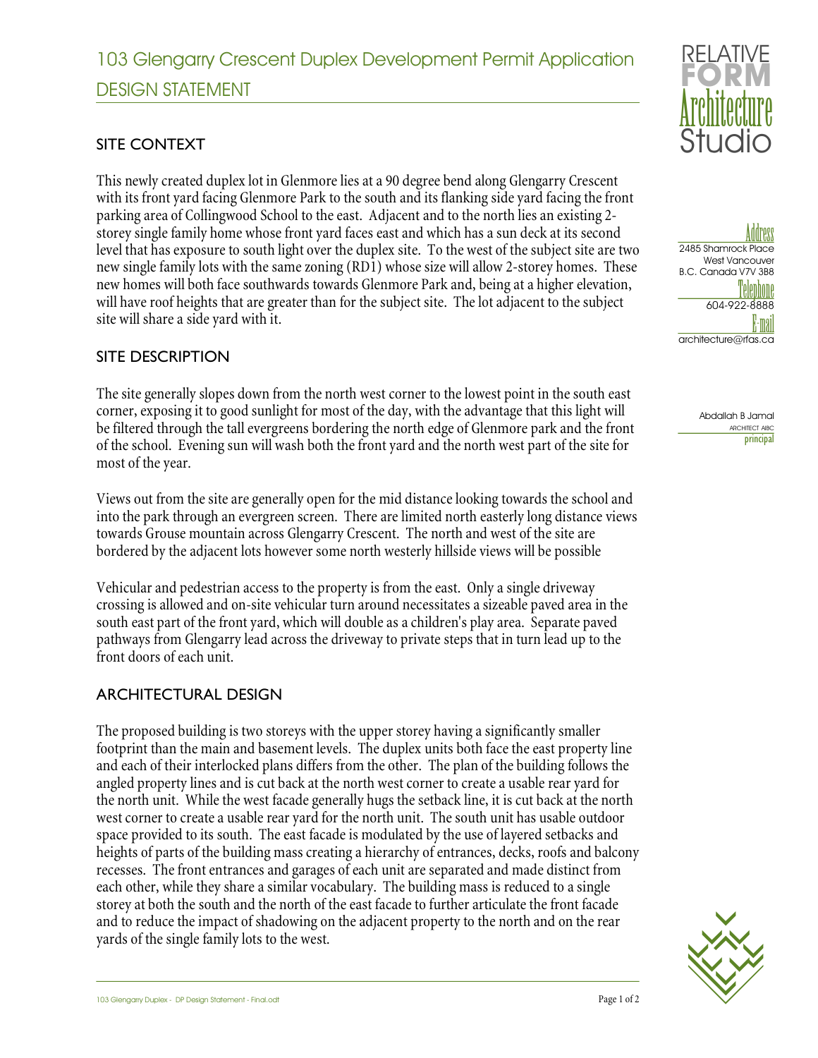# 103 Glengarry Crescent Duplex Development Permit Application

## DESIGN STATEMENT

RELATIVE FORM Architecture Studio

Address
2485 Shamrock Place
West Vancouver
B.C. Canada V7V 3B8

Telephone
604-922-8888

E-mail
architecture@rfas.ca

Abdallah B Jamal
ARCHITECT AIBC
principal

### SITE CONTEXT

This newly created duplex lot in Glenmore lies at a 90 degree bend along Glengarry Crescent with its front yard facing Glenmore Park to the south and its flanking side yard facing the front parking area of Collingwood School to the east. Adjacent and to the north lies an existing 2-storey single family home whose front yard faces east and which has a sun deck at its second level that has exposure to south light over the duplex site. To the west of the subject site are two new single family lots with the same zoning (RD1) whose size will allow 2-storey homes. These new homes will both face southwards towards Glenmore Park and, being at a higher elevation, will have roof heights that are greater than for the subject site. The lot adjacent to the subject site will share a side yard with it.

### SITE DESCRIPTION

The site generally slopes down from the north west corner to the lowest point in the south east corner, exposing it to good sunlight for most of the day, with the advantage that this light will be filtered through the tall evergreens bordering the north edge of Glenmore park and the front of the school. Evening sun will wash both the front yard and the north west part of the site for most of the year.

Views out from the site are generally open for the mid distance looking towards the school and into the park through an evergreen screen. There are limited north easterly long distance views towards Grouse mountain across Glengarry Crescent. The north and west of the site are bordered by the adjacent lots however some north westerly hillside views will be possible

Vehicular and pedestrian access to the property is from the east. Only a single driveway crossing is allowed and on-site vehicular turn around necessitates a sizeable paved area in the south east part of the front yard, which will double as a children's play area. Separate paved pathways from Glengarry lead across the driveway to private steps that in turn lead up to the front doors of each unit.

### ARCHITECTURAL DESIGN

The proposed building is two storeys with the upper storey having a significantly smaller footprint than the main and basement levels. The duplex units both face the east property line and each of their interlocked plans differs from the other. The plan of the building follows the angled property lines and is cut back at the north west corner to create a usable rear yard for the north unit. While the west facade generally hugs the setback line, it is cut back at the north west corner to create a usable rear yard for the north unit. The south unit has usable outdoor space provided to its south. The east facade is modulated by the use of layered setbacks and heights of parts of the building mass creating a hierarchy of entrances, decks, roofs and balcony recesses. The front entrances and garages of each unit are separated and made distinct from each other, while they share a similar vocabulary. The building mass is reduced to a single storey at both the south and the north of the east facade to further articulate the front facade and to reduce the impact of shadowing on the adjacent property to the north and on the rear yards of the single family lots to the west.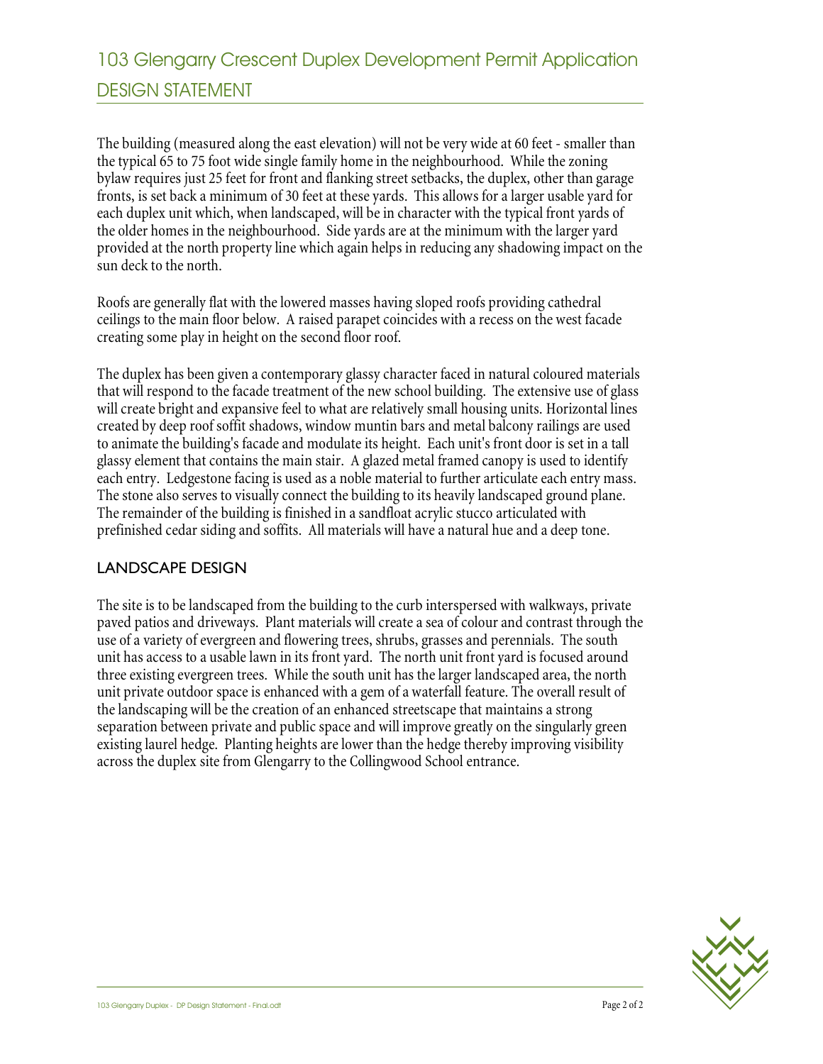# 103 Glengarry Crescent Duplex Development Permit Application

## DESIGN STATEMENT

The building (measured along the east elevation) will not be very wide at 60 feet - smaller than the typical 65 to 75 foot wide single family home in the neighbourhood. While the zoning bylaw requires just 25 feet for front and flanking street setbacks, the duplex, other than garage fronts, is set back a minimum of 30 feet at these yards. This allows for a larger usable yard for each duplex unit which, when landscaped, will be in character with the typical front yards of the older homes in the neighbourhood. Side yards are at the minimum with the larger yard provided at the north property line which again helps in reducing any shadowing impact on the sun deck to the north.

Roofs are generally flat with the lowered masses having sloped roofs providing cathedral ceilings to the main floor below. A raised parapet coincides with a recess on the west facade creating some play in height on the second floor roof.

The duplex has been given a contemporary glassy character faced in natural coloured materials that will respond to the facade treatment of the new school building. The extensive use of glass will create bright and expansive feel to what are relatively small housing units. Horizontal lines created by deep roof soffit shadows, window muntin bars and metal balcony railings are used to animate the building's facade and modulate its height. Each unit's front door is set in a tall glassy element that contains the main stair. A glazed metal framed canopy is used to identify each entry. Ledgestone facing is used as a noble material to further articulate each entry mass. The stone also serves to visually connect the building to its heavily landscaped ground plane. The remainder of the building is finished in a sandfloat acrylic stucco articulated with prefinished cedar siding and soffits. All materials will have a natural hue and a deep tone.

## LANDSCAPE DESIGN

The site is to be landscaped from the building to the curb interspersed with walkways, private paved patios and driveways. Plant materials will create a sea of colour and contrast through the use of a variety of evergreen and flowering trees, shrubs, grasses and perennials. The south unit has access to a usable lawn in its front yard. The north unit front yard is focused around three existing evergreen trees. While the south unit has the larger landscaped area, the north unit private outdoor space is enhanced with a gem of a waterfall feature. The overall result of the landscaping will be the creation of an enhanced streetscape that maintains a strong separation between private and public space and will improve greatly on the singularly green existing laurel hedge. Planting heights are lower than the hedge thereby improving visibility across the duplex site from Glengarry to the Collingwood School entrance.